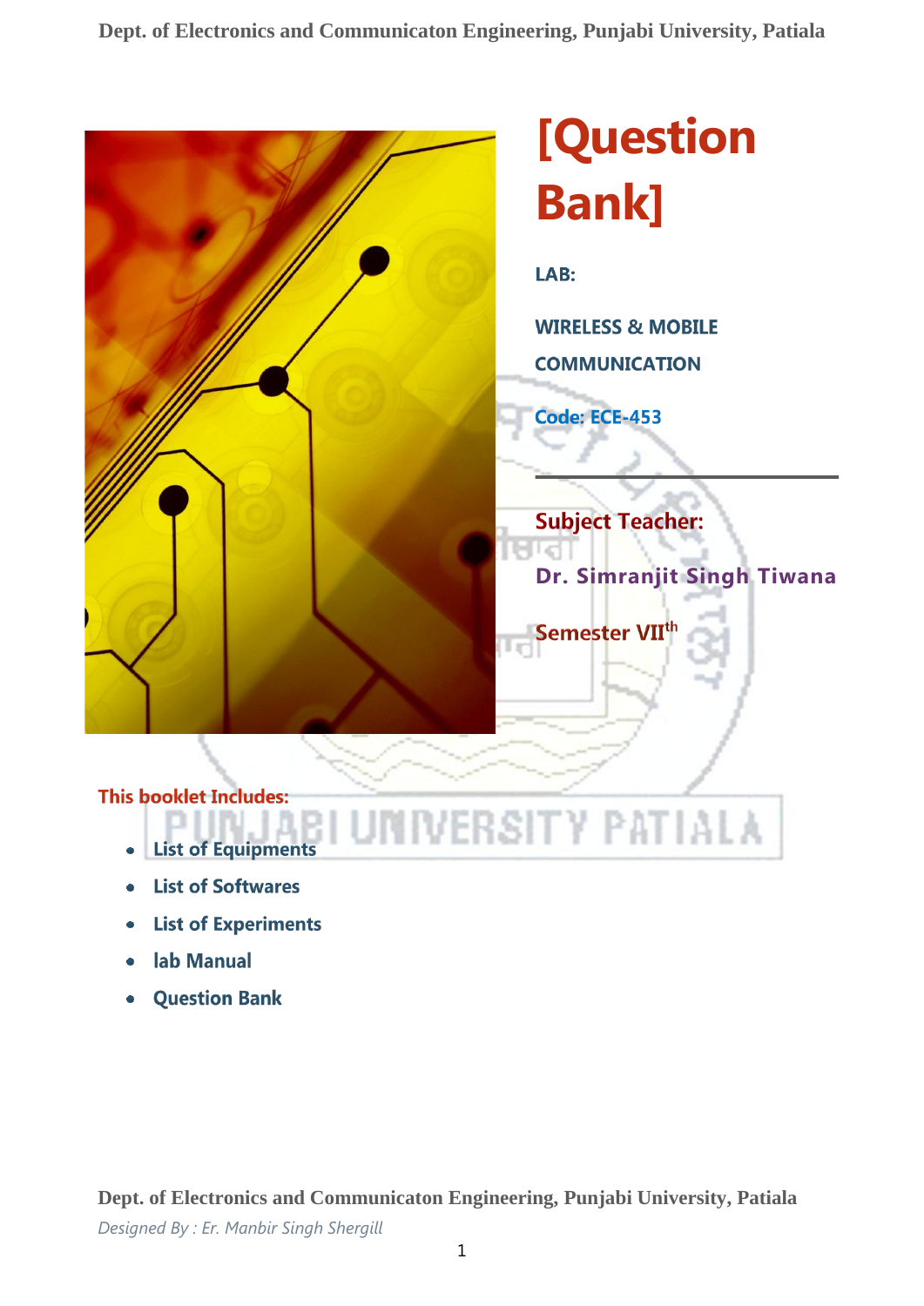# [Question Bank]

**LAB:**

**WIRELESS & MOBILE COMMUNICATION**

**Code: ECE-453**

---

**Subject Teacher:**

**Dr. Simranjit Singh Tiwana**

**Semester VII$^{th}$**

**This booklet Includes:**

- **List of Equipments**
- **List of Softwares**
- **List of Experiments**
- **lab Manual**
- **Question Bank**

*Designed By : Er. Manbir Singh Shergill*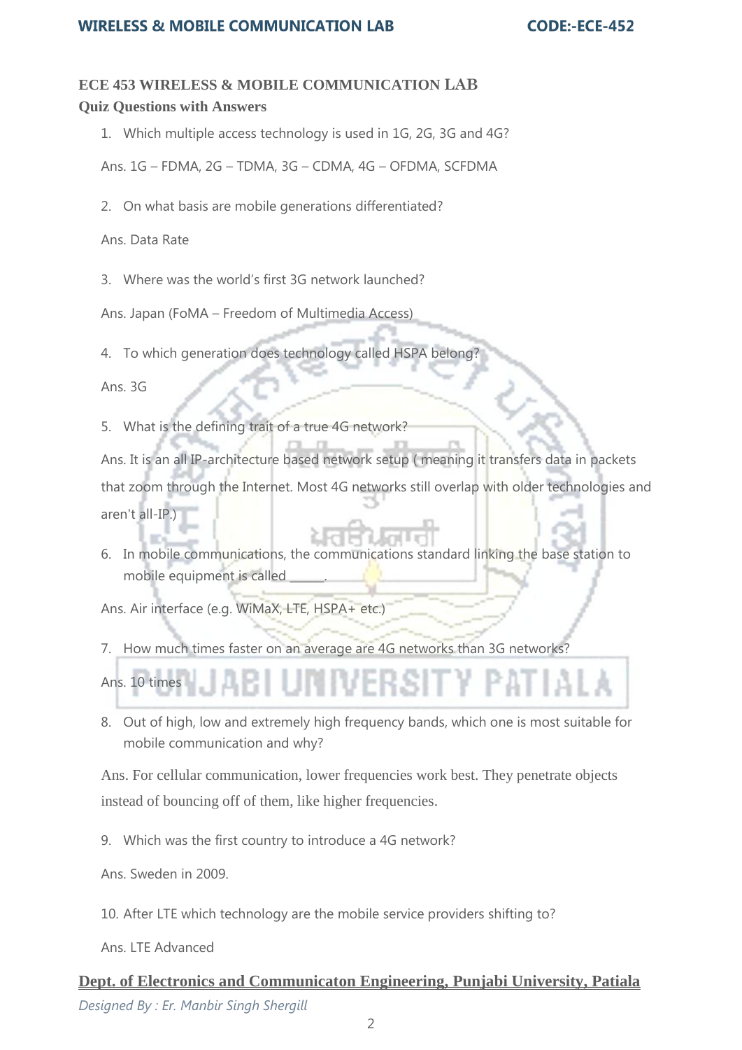**ECE 453 WIRELESS & MOBILE COMMUNICATION LAB**
**Quiz Questions with Answers**

1. Which multiple access technology is used in 1G, 2G, 3G and 4G?

Ans. 1G – FDMA, 2G – TDMA, 3G – CDMA, 4G – OFDMA, SCFDMA

2. On what basis are mobile generations differentiated?

Ans. Data Rate

3. Where was the world's first 3G network launched?

Ans. Japan (FoMA – Freedom of Multimedia Access)

4. To which generation does technology called HSPA belong?

Ans. 3G

5. What is the defining trait of a true 4G network?

Ans. It is an all IP-architecture based network setup ( meaning it transfers data in packets that zoom through the Internet. Most 4G networks still overlap with older technologies and aren't all-IP.)

6. In mobile communications, the communications standard linking the base station to mobile equipment is called ______.

Ans. Air interface (e.g. WiMaX, LTE, HSPA+ etc.)

7. How much times faster on an average are 4G networks than 3G networks?

Ans. 10 times

8. Out of high, low and extremely high frequency bands, which one is most suitable for mobile communication and why?

Ans. For cellular communication, lower frequencies work best. They penetrate objects instead of bouncing off of them, like higher frequencies.

9. Which was the first country to introduce a 4G network?

Ans. Sweden in 2009.

10. After LTE which technology are the mobile service providers shifting to?

Ans. LTE Advanced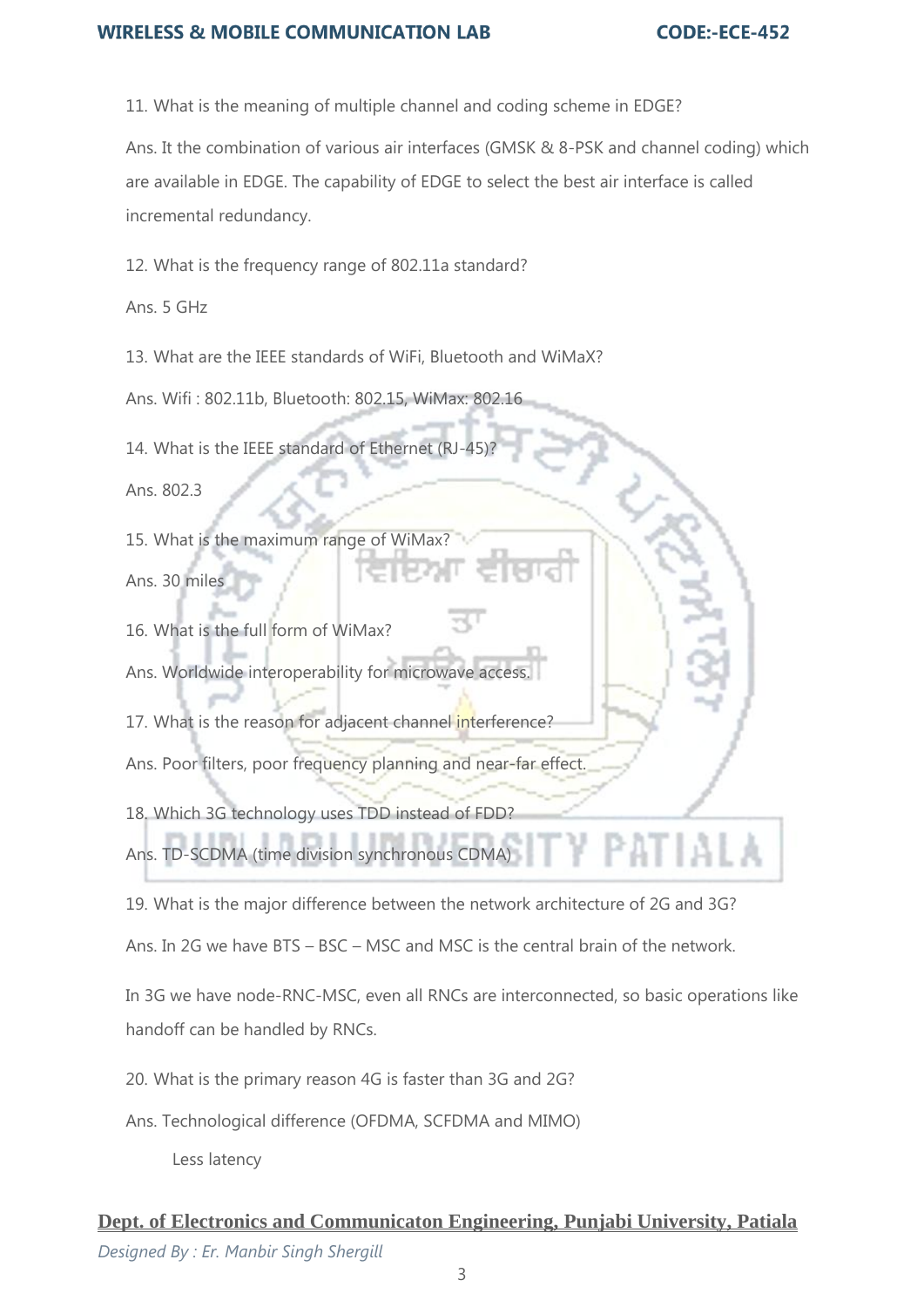11. What is the meaning of multiple channel and coding scheme in EDGE?

Ans. It the combination of various air interfaces (GMSK & 8-PSK and channel coding) which are available in EDGE. The capability of EDGE to select the best air interface is called incremental redundancy.

12. What is the frequency range of 802.11a standard?

Ans. 5 GHz

13. What are the IEEE standards of WiFi, Bluetooth and WiMaX?

Ans. Wifi : 802.11b, Bluetooth: 802.15, WiMax: 802.16

14. What is the IEEE standard of Ethernet (RJ-45)?

Ans. 802.3

15. What is the maximum range of WiMax?

Ans. 30 miles

16. What is the full form of WiMax?

Ans. Worldwide interoperability for microwave access.

17. What is the reason for adjacent channel interference?

Ans. Poor filters, poor frequency planning and near-far effect.

18. Which 3G technology uses TDD instead of FDD?

Ans. TD-SCDMA (time division synchronous CDMA)

19. What is the major difference between the network architecture of 2G and 3G?

Ans. In 2G we have BTS – BSC – MSC and MSC is the central brain of the network.

In 3G we have node-RNC-MSC, even all RNCs are interconnected, so basic operations like handoff can be handled by RNCs.

20. What is the primary reason 4G is faster than 3G and 2G?

Ans. Technological difference (OFDMA, SCFDMA and MIMO)

Less latency

**Dept. of Electronics and Communicaton Engineering, Punjabi University, Patiala**

*Designed By : Er. Manbir Singh Shergill*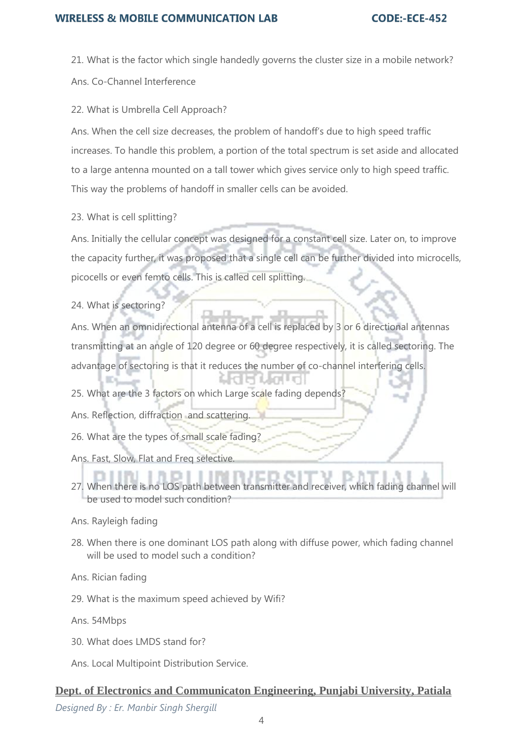21. What is the factor which single handedly governs the cluster size in a mobile network?

Ans. Co-Channel Interference

22. What is Umbrella Cell Approach?

Ans. When the cell size decreases, the problem of handoff's due to high speed traffic increases. To handle this problem, a portion of the total spectrum is set aside and allocated to a large antenna mounted on a tall tower which gives service only to high speed traffic. This way the problems of handoff in smaller cells can be avoided.

23. What is cell splitting?

Ans. Initially the cellular concept was designed for a constant cell size. Later on, to improve the capacity further, it was proposed that a single cell can be further divided into microcells, picocells or even femto cells. This is called cell splitting.

24. What is sectoring?

Ans. When an omnidirectional antenna of a cell is replaced by 3 or 6 directional antennas transmitting at an angle of 120 degree or 60 degree respectively, it is called sectoring. The advantage of sectoring is that it reduces the number of co-channel interfering cells.

25. What are the 3 factors on which Large scale fading depends?

Ans. Reflection, diffraction and scattering.

26. What are the types of small scale fading?

Ans. Fast, Slow, Flat and Freq selective.

27. When there is no LOS path between transmitter and receiver, which fading channel will be used to model such condition?

Ans. Rayleigh fading

28. When there is one dominant LOS path along with diffuse power, which fading channel will be used to model such a condition?

Ans. Rician fading

29. What is the maximum speed achieved by Wifi?

Ans. 54Mbps

30. What does LMDS stand for?

Ans. Local Multipoint Distribution Service.